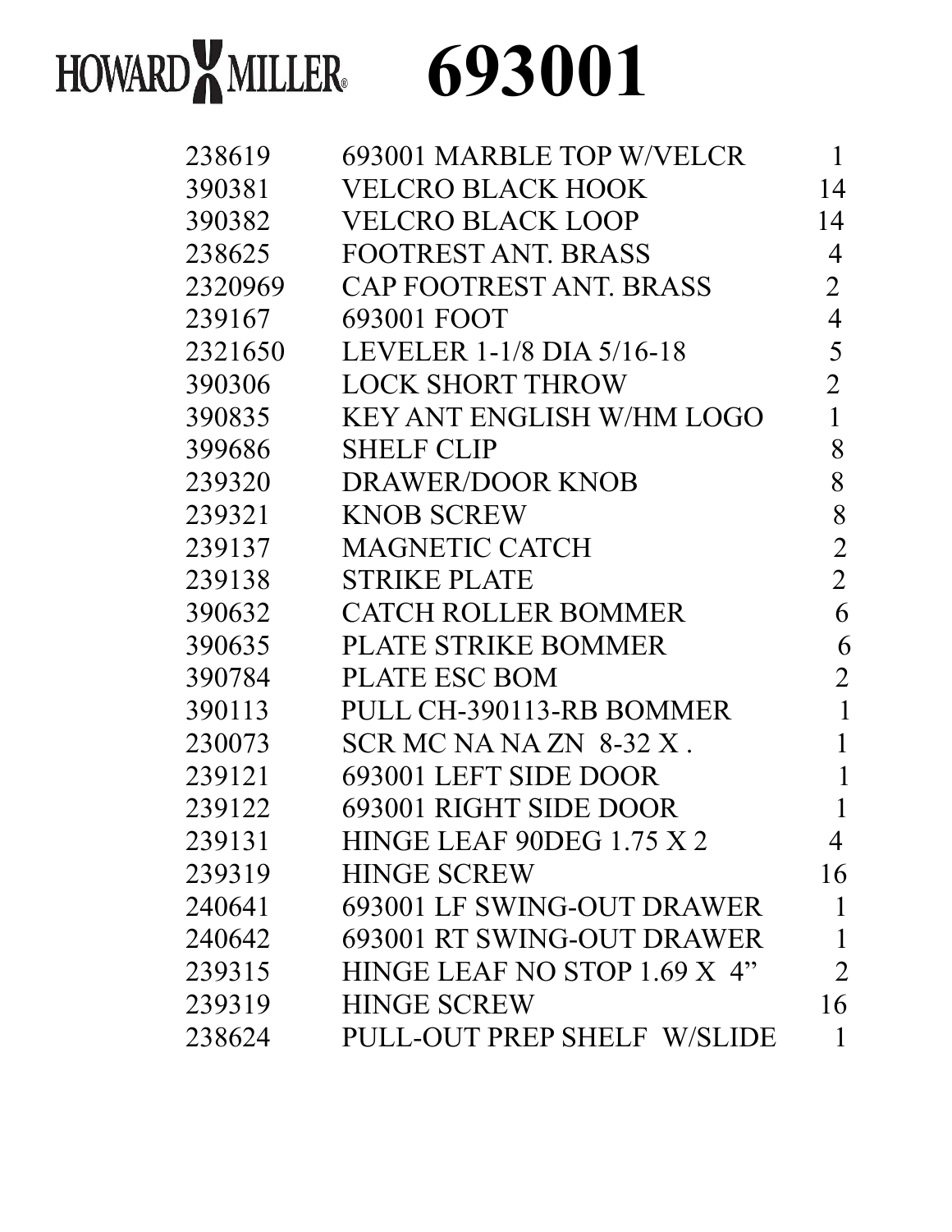# HOWARD MILLER 693001

| | | |
|---|---|---|
| 238619 | 693001 MARBLE TOP W/VELCR | 1 |
| 390381 | VELCRO BLACK HOOK | 14 |
| 390382 | VELCRO BLACK LOOP | 14 |
| 238625 | FOOTREST ANT. BRASS | 4 |
| 2320969 | CAP FOOTREST ANT. BRASS | 2 |
| 239167 | 693001 FOOT | 4 |
| 2321650 | LEVELER 1-1/8 DIA 5/16-18 | 5 |
| 390306 | LOCK SHORT THROW | 2 |
| 390835 | KEY ANT ENGLISH W/HM LOGO | 1 |
| 399686 | SHELF CLIP | 8 |
| 239320 | DRAWER/DOOR KNOB | 8 |
| 239321 | KNOB SCREW | 8 |
| 239137 | MAGNETIC CATCH | 2 |
| 239138 | STRIKE PLATE | 2 |
| 390632 | CATCH ROLLER BOMMER | 6 |
| 390635 | PLATE STRIKE BOMMER | 6 |
| 390784 | PLATE ESC BOM | 2 |
| 390113 | PULL CH-390113-RB BOMMER | 1 |
| 230073 | SCR MC NA NA ZN 8-32 X . | 1 |
| 239121 | 693001 LEFT SIDE DOOR | 1 |
| 239122 | 693001 RIGHT SIDE DOOR | 1 |
| 239131 | HINGE LEAF 90DEG 1.75 X 2 | 4 |
| 239319 | HINGE SCREW | 16 |
| 240641 | 693001 LF SWING-OUT DRAWER | 1 |
| 240642 | 693001 RT SWING-OUT DRAWER | 1 |
| 239315 | HINGE LEAF NO STOP 1.69 X 4” | 2 |
| 239319 | HINGE SCREW | 16 |
| 238624 | PULL-OUT PREP SHELF W/SLIDE | 1 |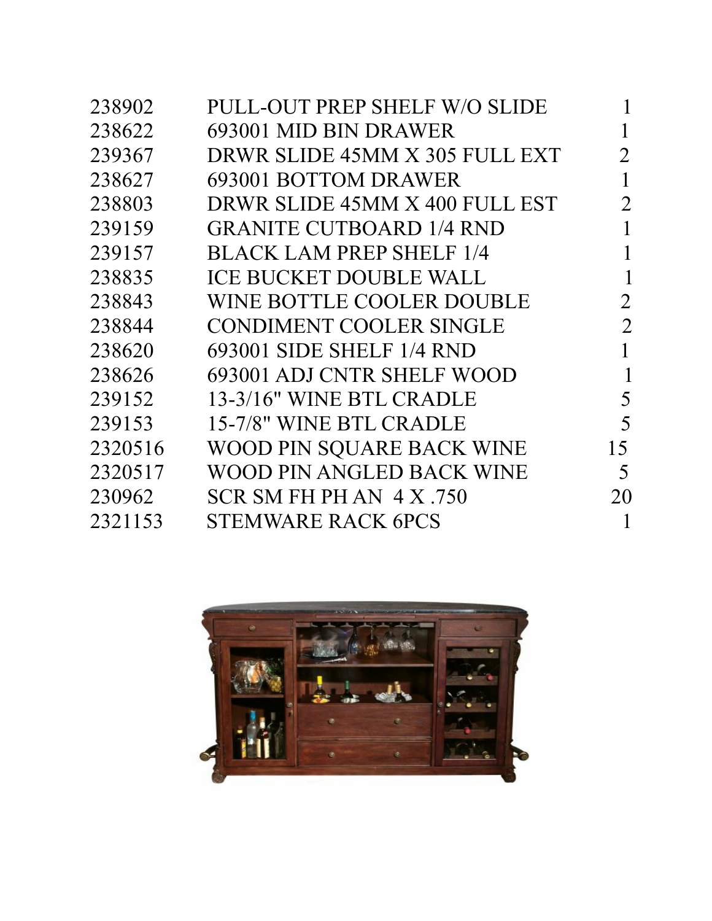| | | |
|---|---|---|
| 238902 | PULL-OUT PREP SHELF W/O SLIDE | 1 |
| 238622 | 693001 MID BIN DRAWER | 1 |
| 239367 | DRWR SLIDE 45MM X 305 FULL EXT | 2 |
| 238627 | 693001 BOTTOM DRAWER | 1 |
| 238803 | DRWR SLIDE 45MM X 400 FULL EST | 2 |
| 239159 | GRANITE CUTBOARD 1/4 RND | 1 |
| 239157 | BLACK LAM PREP SHELF 1/4 | 1 |
| 238835 | ICE BUCKET DOUBLE WALL | 1 |
| 238843 | WINE BOTTLE COOLER DOUBLE | 2 |
| 238844 | CONDIMENT COOLER SINGLE | 2 |
| 238620 | 693001 SIDE SHELF 1/4 RND | 1 |
| 238626 | 693001 ADJ CNTR SHELF WOOD | 1 |
| 239152 | 13-3/16" WINE BTL CRADLE | 5 |
| 239153 | 15-7/8" WINE BTL CRADLE | 5 |
| 2320516 | WOOD PIN SQUARE BACK WINE | 15 |
| 2320517 | WOOD PIN ANGLED BACK WINE | 5 |
| 230962 | SCR SM FH PH AN 4 X .750 | 20 |
| 2321153 | STEMWARE RACK 6PCS | 1 |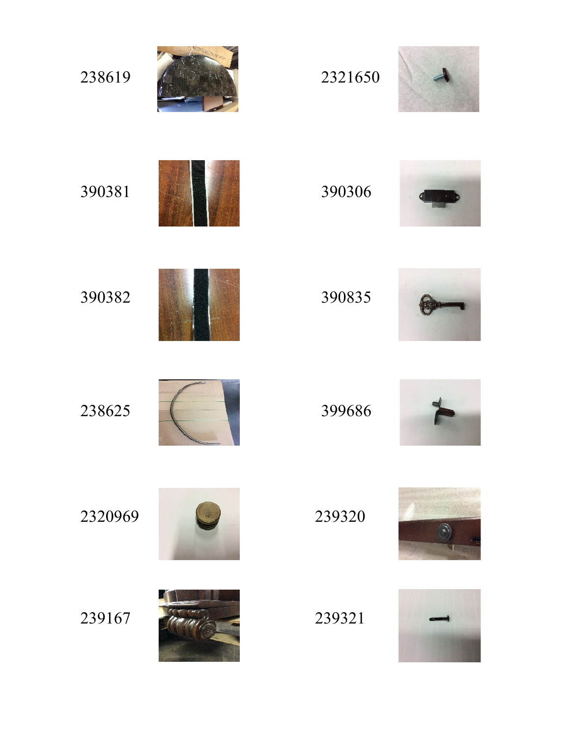238619

2321650

390381

390306

390382

390835

238625

399686

2320969

239320

239167

239321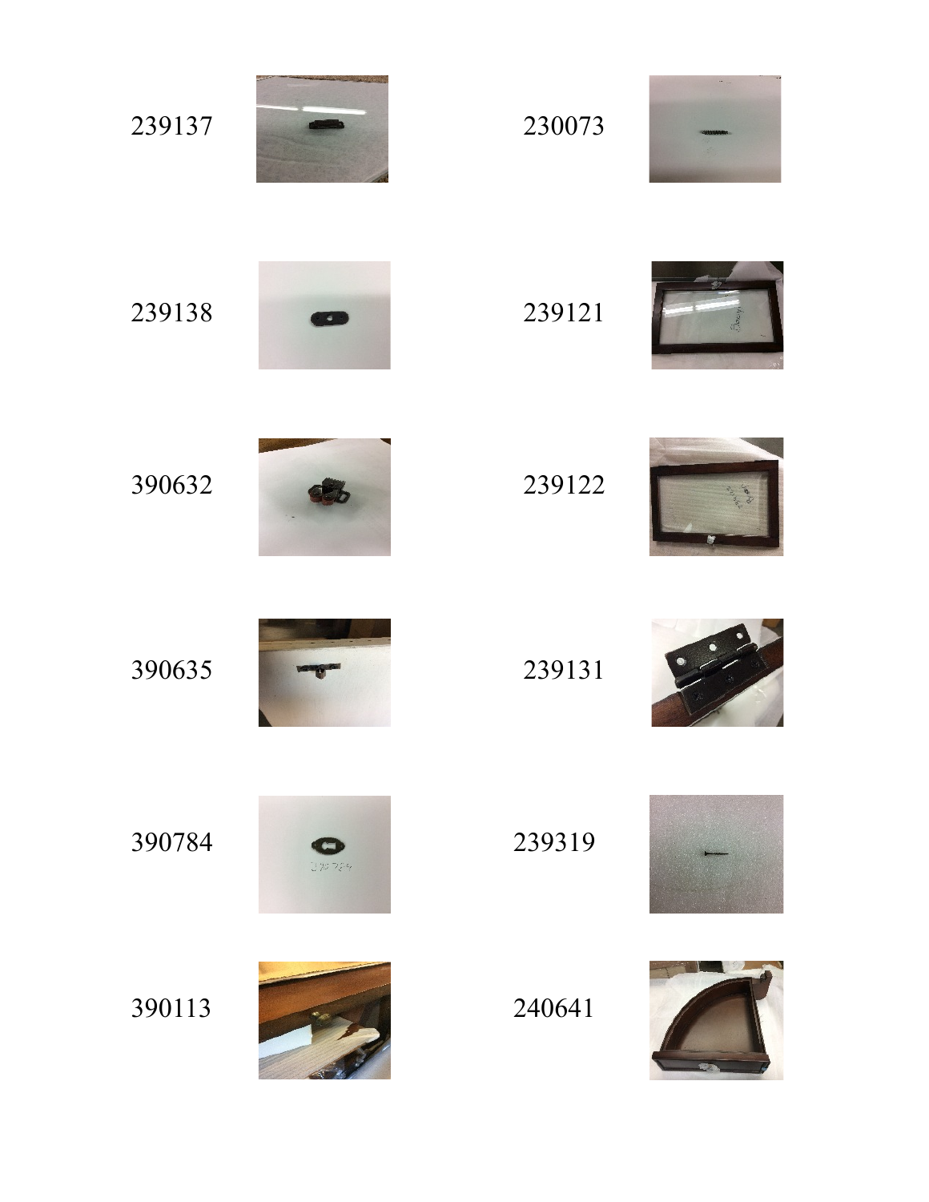239137

230073

239138

239121

390632

239122

390635

239131

390784

239319

390113

240641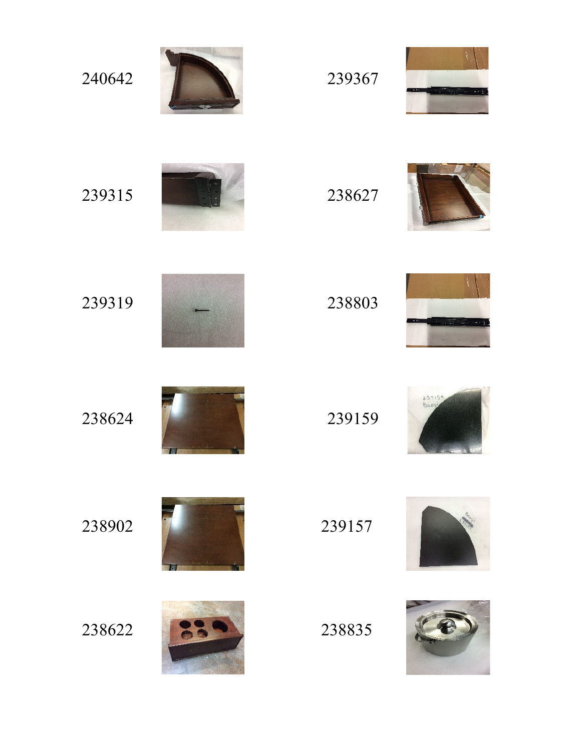240642

239367

239315

238627

239319

238803

238624

239159

238902

239157

238622

238835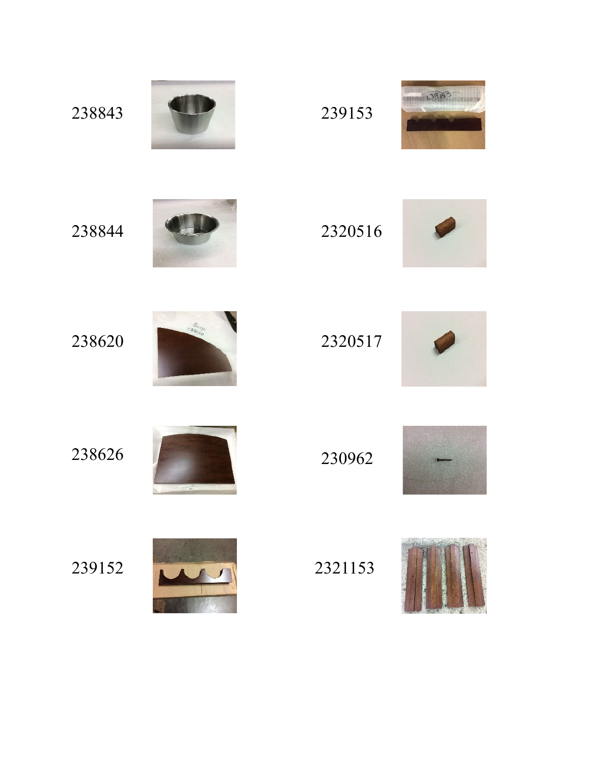238843

239153

238844

2320516

238620

2320517

238626

230962

239152

2321153